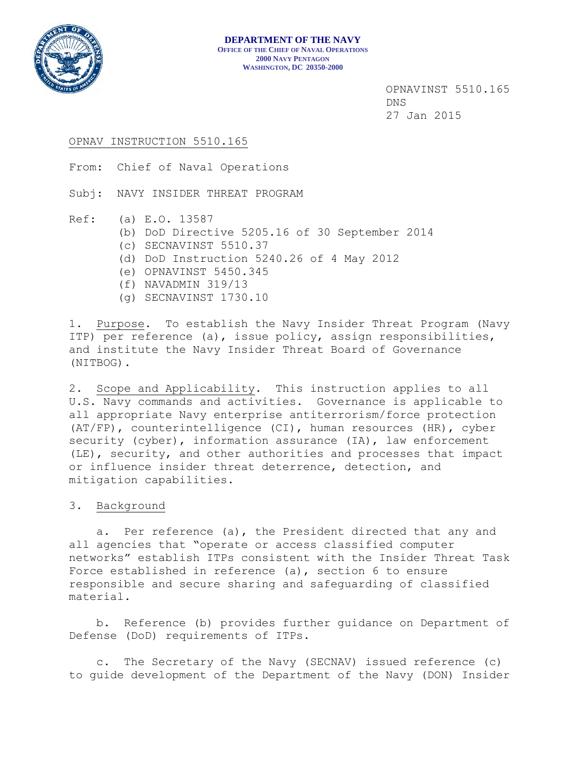**DEPARTMENT OF THE NAVY**
OFFICE OF THE CHIEF OF NAVAL OPERATIONS
2000 NAVY PENTAGON
WASHINGTON, DC 20350-2000

OPNAVINST 5510.165
DNS
27 Jan 2015

OPNAV INSTRUCTION 5510.165

From: Chief of Naval Operations

Subj: NAVY INSIDER THREAT PROGRAM

Ref:
(a) E.O. 13587
(b) DoD Directive 5205.16 of 30 September 2014
(c) SECNAVINST 5510.37
(d) DoD Instruction 5240.26 of 4 May 2012
(e) OPNAVINST 5450.345
(f) NAVADMIN 319/13
(g) SECNAVINST 1730.10

1. Purpose. To establish the Navy Insider Threat Program (Navy ITP) per reference (a), issue policy, assign responsibilities, and institute the Navy Insider Threat Board of Governance (NITBOG).

2. Scope and Applicability. This instruction applies to all U.S. Navy commands and activities. Governance is applicable to all appropriate Navy enterprise antiterrorism/force protection (AT/FP), counterintelligence (CI), human resources (HR), cyber security (cyber), information assurance (IA), law enforcement (LE), security, and other authorities and processes that impact or influence insider threat deterrence, detection, and mitigation capabilities.

3. Background

a. Per reference (a), the President directed that any and all agencies that "operate or access classified computer networks" establish ITPs consistent with the Insider Threat Task Force established in reference (a), section 6 to ensure responsible and secure sharing and safeguarding of classified material.

b. Reference (b) provides further guidance on Department of Defense (DoD) requirements of ITPs.

c. The Secretary of the Navy (SECNAV) issued reference (c) to guide development of the Department of the Navy (DON) Insider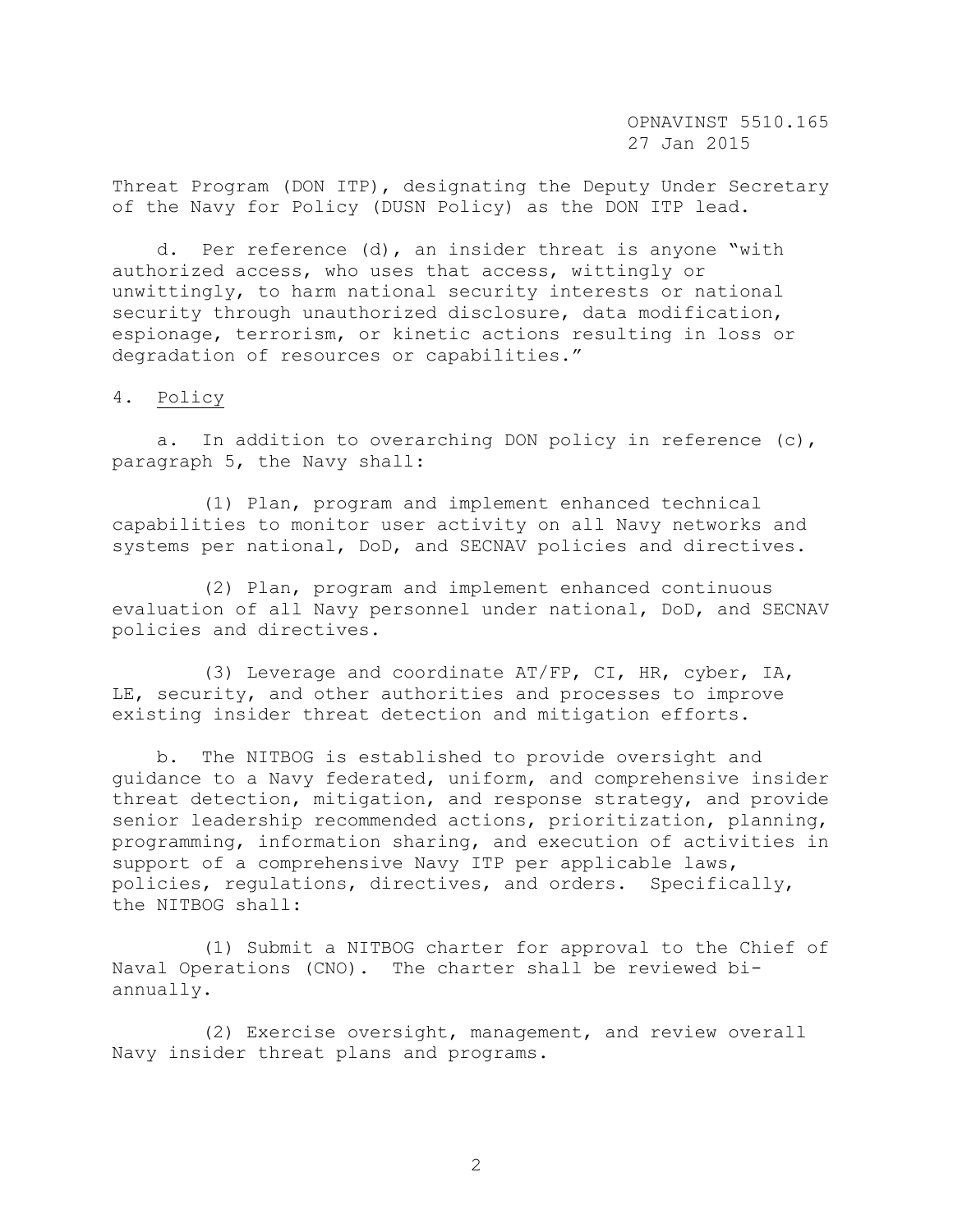Threat Program (DON ITP), designating the Deputy Under Secretary of the Navy for Policy (DUSN Policy) as the DON ITP lead.

d. Per reference (d), an insider threat is anyone "with authorized access, who uses that access, wittingly or unwittingly, to harm national security interests or national security through unauthorized disclosure, data modification, espionage, terrorism, or kinetic actions resulting in loss or degradation of resources or capabilities."

4. Policy

a. In addition to overarching DON policy in reference (c), paragraph 5, the Navy shall:

(1) Plan, program and implement enhanced technical capabilities to monitor user activity on all Navy networks and systems per national, DoD, and SECNAV policies and directives.

(2) Plan, program and implement enhanced continuous evaluation of all Navy personnel under national, DoD, and SECNAV policies and directives.

(3) Leverage and coordinate AT/FP, CI, HR, cyber, IA, LE, security, and other authorities and processes to improve existing insider threat detection and mitigation efforts.

b. The NITBOG is established to provide oversight and guidance to a Navy federated, uniform, and comprehensive insider threat detection, mitigation, and response strategy, and provide senior leadership recommended actions, prioritization, planning, programming, information sharing, and execution of activities in support of a comprehensive Navy ITP per applicable laws, policies, regulations, directives, and orders. Specifically, the NITBOG shall:

(1) Submit a NITBOG charter for approval to the Chief of Naval Operations (CNO). The charter shall be reviewed bi-annually.

(2) Exercise oversight, management, and review overall Navy insider threat plans and programs.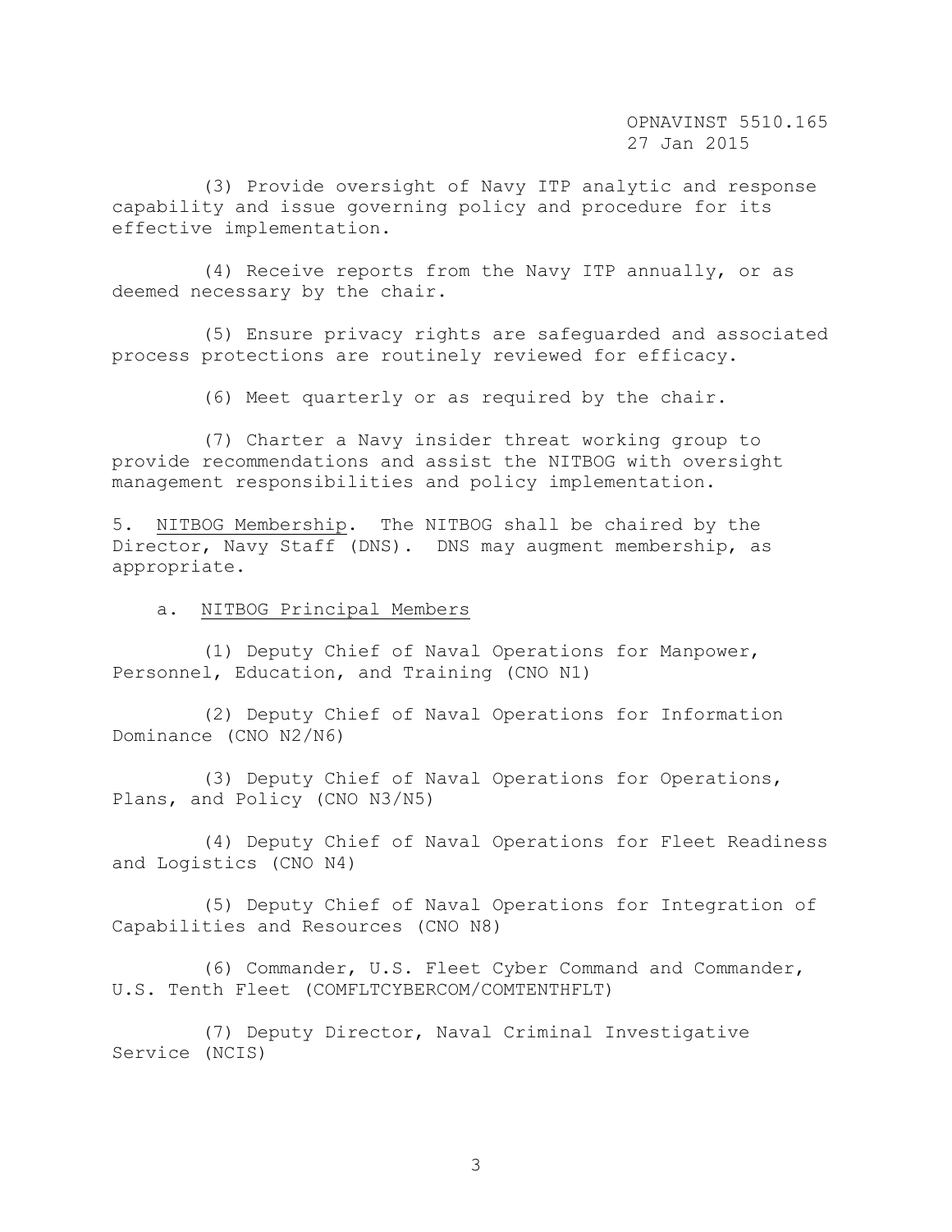(3) Provide oversight of Navy ITP analytic and response capability and issue governing policy and procedure for its effective implementation.

(4) Receive reports from the Navy ITP annually, or as deemed necessary by the chair.

(5) Ensure privacy rights are safeguarded and associated process protections are routinely reviewed for efficacy.

(6) Meet quarterly or as required by the chair.

(7) Charter a Navy insider threat working group to provide recommendations and assist the NITBOG with oversight management responsibilities and policy implementation.

5. <u>NITBOG Membership</u>. The NITBOG shall be chaired by the Director, Navy Staff (DNS). DNS may augment membership, as appropriate.

a. <u>NITBOG Principal Members</u>

(1) Deputy Chief of Naval Operations for Manpower, Personnel, Education, and Training (CNO N1)

(2) Deputy Chief of Naval Operations for Information Dominance (CNO N2/N6)

(3) Deputy Chief of Naval Operations for Operations, Plans, and Policy (CNO N3/N5)

(4) Deputy Chief of Naval Operations for Fleet Readiness and Logistics (CNO N4)

(5) Deputy Chief of Naval Operations for Integration of Capabilities and Resources (CNO N8)

(6) Commander, U.S. Fleet Cyber Command and Commander, U.S. Tenth Fleet (COMFLTCYBERCOM/COMTENTHFLT)

(7) Deputy Director, Naval Criminal Investigative Service (NCIS)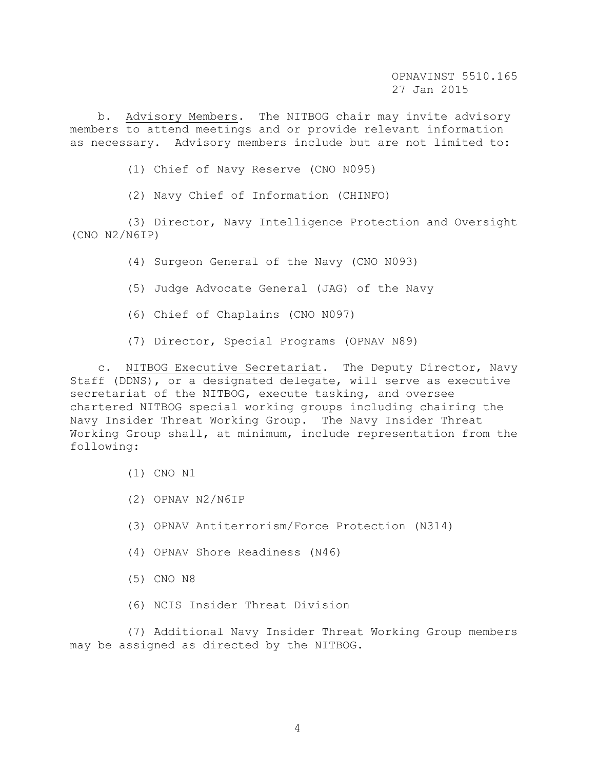b. Advisory Members. The NITBOG chair may invite advisory members to attend meetings and or provide relevant information as necessary. Advisory members include but are not limited to:

(1) Chief of Navy Reserve (CNO N095)

(2) Navy Chief of Information (CHINFO)

(3) Director, Navy Intelligence Protection and Oversight (CNO N2/N6IP)

(4) Surgeon General of the Navy (CNO N093)

(5) Judge Advocate General (JAG) of the Navy

(6) Chief of Chaplains (CNO N097)

(7) Director, Special Programs (OPNAV N89)

c. NITBOG Executive Secretariat. The Deputy Director, Navy Staff (DDNS), or a designated delegate, will serve as executive secretariat of the NITBOG, execute tasking, and oversee chartered NITBOG special working groups including chairing the Navy Insider Threat Working Group. The Navy Insider Threat Working Group shall, at minimum, include representation from the following:

(1) CNO N1

(2) OPNAV N2/N6IP

(3) OPNAV Antiterrorism/Force Protection (N314)

(4) OPNAV Shore Readiness (N46)

(5) CNO N8

(6) NCIS Insider Threat Division

(7) Additional Navy Insider Threat Working Group members may be assigned as directed by the NITBOG.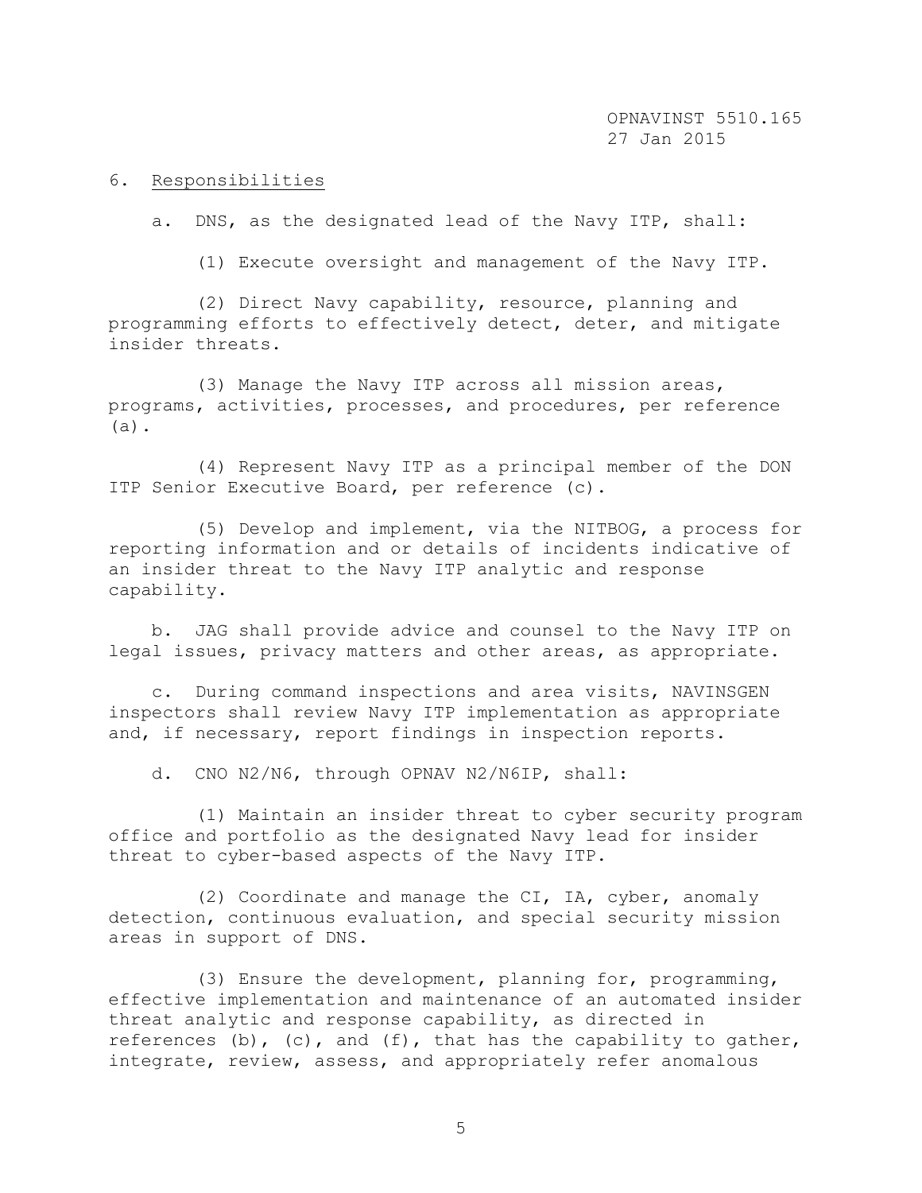6. <u>Responsibilities</u>

a. DNS, as the designated lead of the Navy ITP, shall:

(1) Execute oversight and management of the Navy ITP.

(2) Direct Navy capability, resource, planning and programming efforts to effectively detect, deter, and mitigate insider threats.

(3) Manage the Navy ITP across all mission areas, programs, activities, processes, and procedures, per reference (a).

(4) Represent Navy ITP as a principal member of the DON ITP Senior Executive Board, per reference (c).

(5) Develop and implement, via the NITBOG, a process for reporting information and or details of incidents indicative of an insider threat to the Navy ITP analytic and response capability.

b. JAG shall provide advice and counsel to the Navy ITP on legal issues, privacy matters and other areas, as appropriate.

c. During command inspections and area visits, NAVINSGEN inspectors shall review Navy ITP implementation as appropriate and, if necessary, report findings in inspection reports.

d. CNO N2/N6, through OPNAV N2/N6IP, shall:

(1) Maintain an insider threat to cyber security program office and portfolio as the designated Navy lead for insider threat to cyber-based aspects of the Navy ITP.

(2) Coordinate and manage the CI, IA, cyber, anomaly detection, continuous evaluation, and special security mission areas in support of DNS.

(3) Ensure the development, planning for, programming, effective implementation and maintenance of an automated insider threat analytic and response capability, as directed in references (b), (c), and (f), that has the capability to gather, integrate, review, assess, and appropriately refer anomalous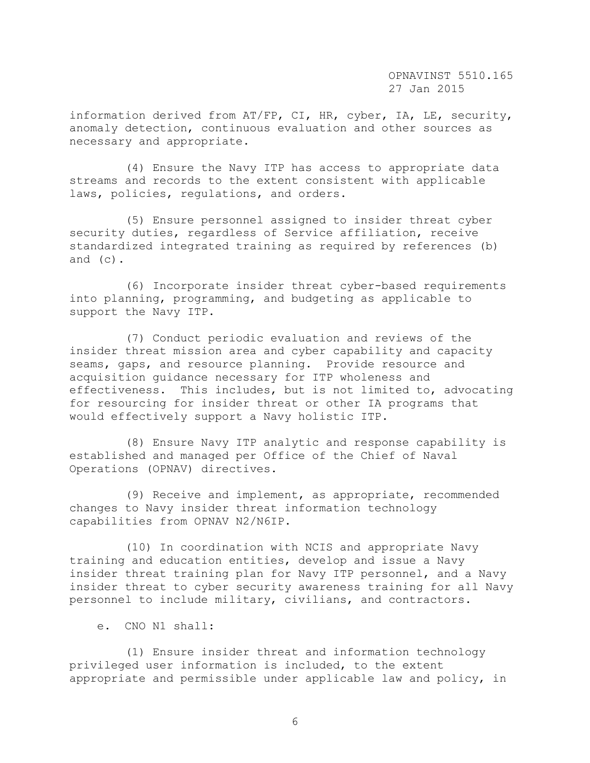information derived from AT/FP, CI, HR, cyber, IA, LE, security, anomaly detection, continuous evaluation and other sources as necessary and appropriate.

(4) Ensure the Navy ITP has access to appropriate data streams and records to the extent consistent with applicable laws, policies, regulations, and orders.

(5) Ensure personnel assigned to insider threat cyber security duties, regardless of Service affiliation, receive standardized integrated training as required by references (b) and (c).

(6) Incorporate insider threat cyber-based requirements into planning, programming, and budgeting as applicable to support the Navy ITP.

(7) Conduct periodic evaluation and reviews of the insider threat mission area and cyber capability and capacity seams, gaps, and resource planning. Provide resource and acquisition guidance necessary for ITP wholeness and effectiveness. This includes, but is not limited to, advocating for resourcing for insider threat or other IA programs that would effectively support a Navy holistic ITP.

(8) Ensure Navy ITP analytic and response capability is established and managed per Office of the Chief of Naval Operations (OPNAV) directives.

(9) Receive and implement, as appropriate, recommended changes to Navy insider threat information technology capabilities from OPNAV N2/N6IP.

(10) In coordination with NCIS and appropriate Navy training and education entities, develop and issue a Navy insider threat training plan for Navy ITP personnel, and a Navy insider threat to cyber security awareness training for all Navy personnel to include military, civilians, and contractors.

e. CNO N1 shall:

(1) Ensure insider threat and information technology privileged user information is included, to the extent appropriate and permissible under applicable law and policy, in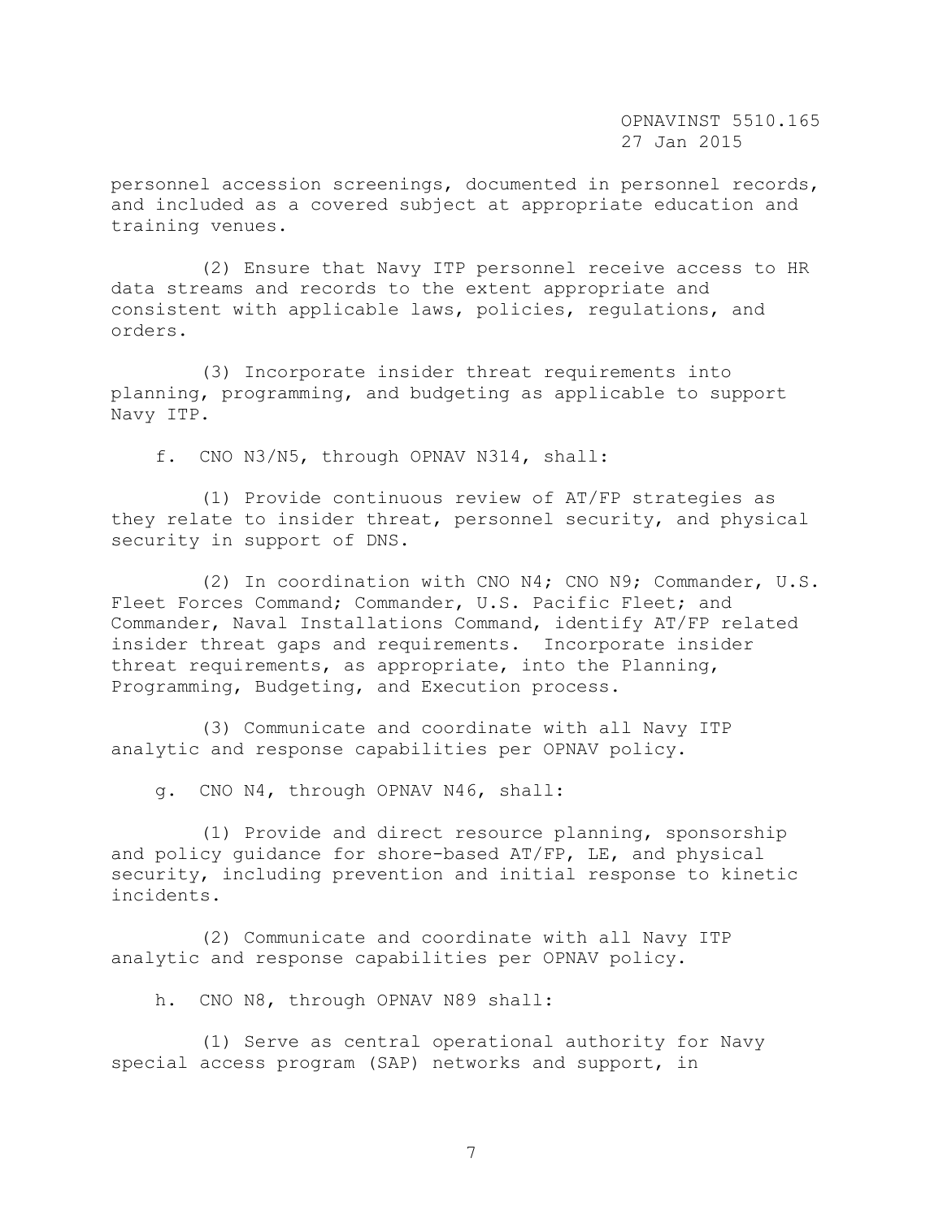personnel accession screenings, documented in personnel records, and included as a covered subject at appropriate education and training venues.

(2) Ensure that Navy ITP personnel receive access to HR data streams and records to the extent appropriate and consistent with applicable laws, policies, regulations, and orders.

(3) Incorporate insider threat requirements into planning, programming, and budgeting as applicable to support Navy ITP.

f. CNO N3/N5, through OPNAV N314, shall:

(1) Provide continuous review of AT/FP strategies as they relate to insider threat, personnel security, and physical security in support of DNS.

(2) In coordination with CNO N4; CNO N9; Commander, U.S. Fleet Forces Command; Commander, U.S. Pacific Fleet; and Commander, Naval Installations Command, identify AT/FP related insider threat gaps and requirements. Incorporate insider threat requirements, as appropriate, into the Planning, Programming, Budgeting, and Execution process.

(3) Communicate and coordinate with all Navy ITP analytic and response capabilities per OPNAV policy.

g. CNO N4, through OPNAV N46, shall:

(1) Provide and direct resource planning, sponsorship and policy guidance for shore-based AT/FP, LE, and physical security, including prevention and initial response to kinetic incidents.

(2) Communicate and coordinate with all Navy ITP analytic and response capabilities per OPNAV policy.

h. CNO N8, through OPNAV N89 shall:

(1) Serve as central operational authority for Navy special access program (SAP) networks and support, in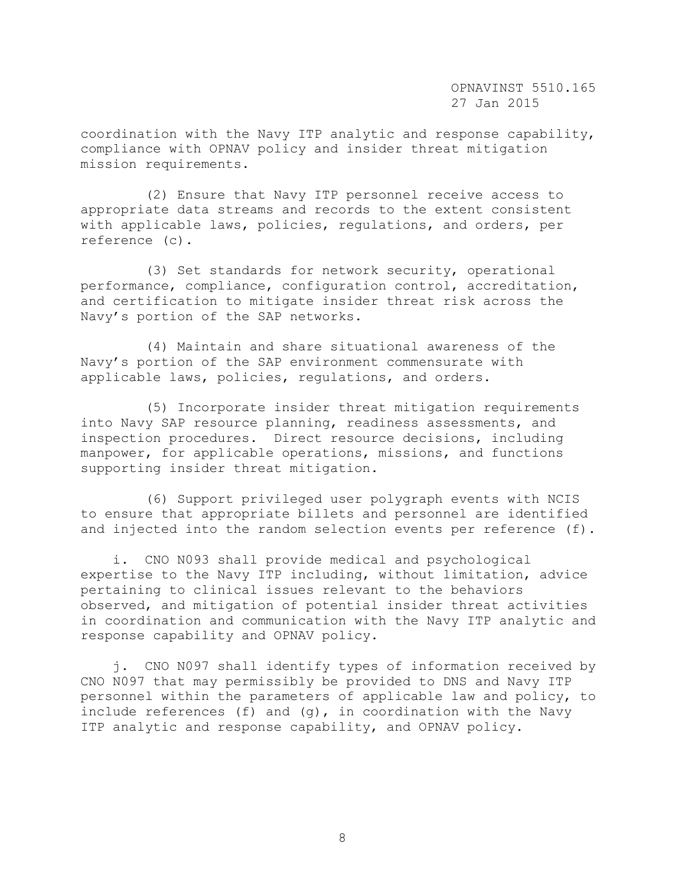coordination with the Navy ITP analytic and response capability, compliance with OPNAV policy and insider threat mitigation mission requirements.

(2) Ensure that Navy ITP personnel receive access to appropriate data streams and records to the extent consistent with applicable laws, policies, regulations, and orders, per reference (c).

(3) Set standards for network security, operational performance, compliance, configuration control, accreditation, and certification to mitigate insider threat risk across the Navy's portion of the SAP networks.

(4) Maintain and share situational awareness of the Navy's portion of the SAP environment commensurate with applicable laws, policies, regulations, and orders.

(5) Incorporate insider threat mitigation requirements into Navy SAP resource planning, readiness assessments, and inspection procedures. Direct resource decisions, including manpower, for applicable operations, missions, and functions supporting insider threat mitigation.

(6) Support privileged user polygraph events with NCIS to ensure that appropriate billets and personnel are identified and injected into the random selection events per reference (f).

i. CNO N093 shall provide medical and psychological expertise to the Navy ITP including, without limitation, advice pertaining to clinical issues relevant to the behaviors observed, and mitigation of potential insider threat activities in coordination and communication with the Navy ITP analytic and response capability and OPNAV policy.

j. CNO N097 shall identify types of information received by CNO N097 that may permissibly be provided to DNS and Navy ITP personnel within the parameters of applicable law and policy, to include references (f) and (g), in coordination with the Navy ITP analytic and response capability, and OPNAV policy.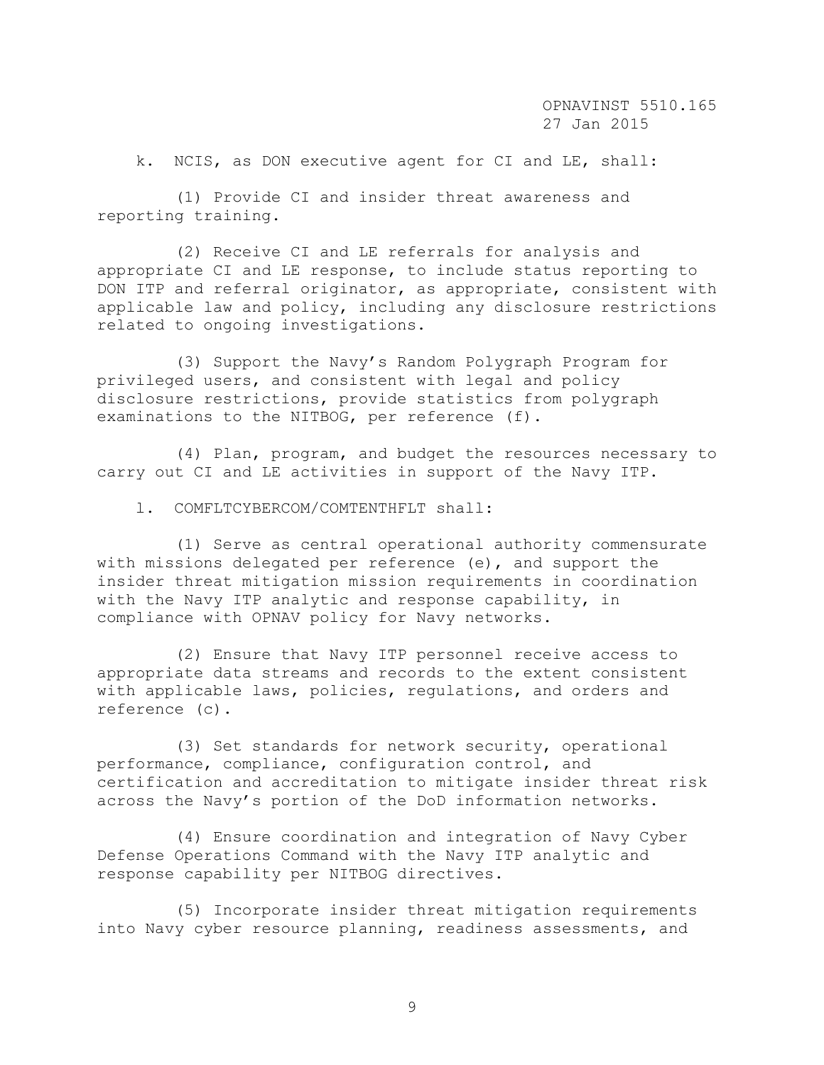k. NCIS, as DON executive agent for CI and LE, shall:

(1) Provide CI and insider threat awareness and reporting training.

(2) Receive CI and LE referrals for analysis and appropriate CI and LE response, to include status reporting to DON ITP and referral originator, as appropriate, consistent with applicable law and policy, including any disclosure restrictions related to ongoing investigations.

(3) Support the Navy's Random Polygraph Program for privileged users, and consistent with legal and policy disclosure restrictions, provide statistics from polygraph examinations to the NITBOG, per reference (f).

(4) Plan, program, and budget the resources necessary to carry out CI and LE activities in support of the Navy ITP.

l. COMFLTCYBERCOM/COMTENTHFLT shall:

(1) Serve as central operational authority commensurate with missions delegated per reference (e), and support the insider threat mitigation mission requirements in coordination with the Navy ITP analytic and response capability, in compliance with OPNAV policy for Navy networks.

(2) Ensure that Navy ITP personnel receive access to appropriate data streams and records to the extent consistent with applicable laws, policies, regulations, and orders and reference (c).

(3) Set standards for network security, operational performance, compliance, configuration control, and certification and accreditation to mitigate insider threat risk across the Navy's portion of the DoD information networks.

(4) Ensure coordination and integration of Navy Cyber Defense Operations Command with the Navy ITP analytic and response capability per NITBOG directives.

(5) Incorporate insider threat mitigation requirements into Navy cyber resource planning, readiness assessments, and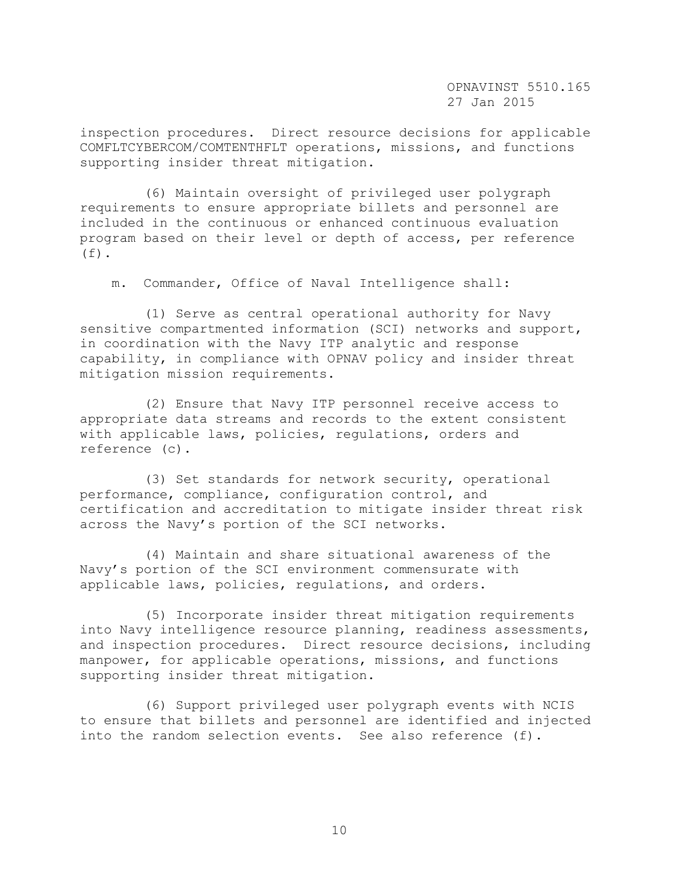inspection procedures. Direct resource decisions for applicable COMFLTCYBERCOM/COMTENTHFLT operations, missions, and functions supporting insider threat mitigation.

(6) Maintain oversight of privileged user polygraph requirements to ensure appropriate billets and personnel are included in the continuous or enhanced continuous evaluation program based on their level or depth of access, per reference (f).

m. Commander, Office of Naval Intelligence shall:

(1) Serve as central operational authority for Navy sensitive compartmented information (SCI) networks and support, in coordination with the Navy ITP analytic and response capability, in compliance with OPNAV policy and insider threat mitigation mission requirements.

(2) Ensure that Navy ITP personnel receive access to appropriate data streams and records to the extent consistent with applicable laws, policies, regulations, orders and reference (c).

(3) Set standards for network security, operational performance, compliance, configuration control, and certification and accreditation to mitigate insider threat risk across the Navy's portion of the SCI networks.

(4) Maintain and share situational awareness of the Navy's portion of the SCI environment commensurate with applicable laws, policies, regulations, and orders.

(5) Incorporate insider threat mitigation requirements into Navy intelligence resource planning, readiness assessments, and inspection procedures. Direct resource decisions, including manpower, for applicable operations, missions, and functions supporting insider threat mitigation.

(6) Support privileged user polygraph events with NCIS to ensure that billets and personnel are identified and injected into the random selection events. See also reference (f).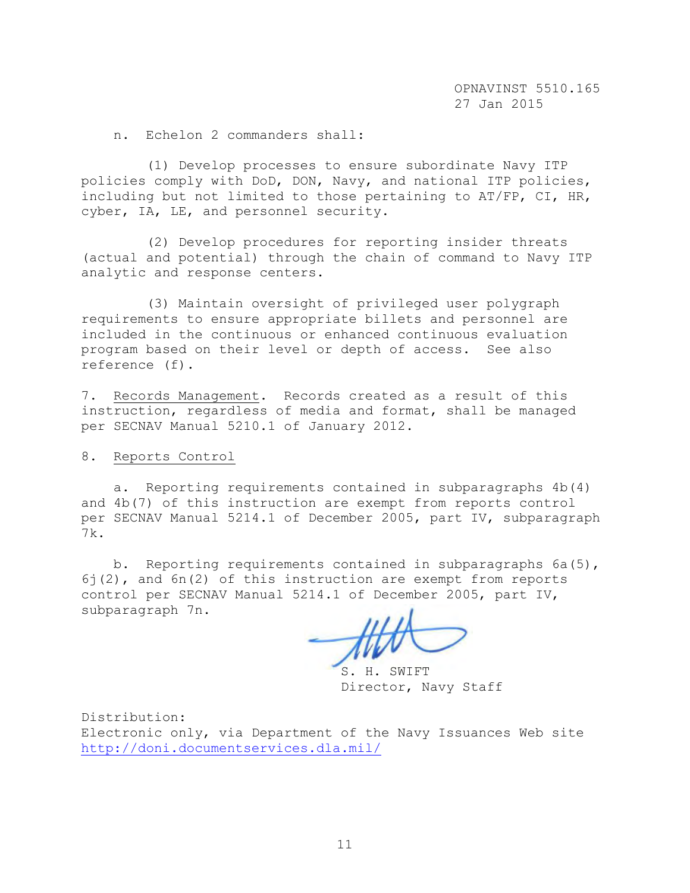n. Echelon 2 commanders shall:

(1) Develop processes to ensure subordinate Navy ITP policies comply with DoD, DON, Navy, and national ITP policies, including but not limited to those pertaining to AT/FP, CI, HR, cyber, IA, LE, and personnel security.

(2) Develop procedures for reporting insider threats (actual and potential) through the chain of command to Navy ITP analytic and response centers.

(3) Maintain oversight of privileged user polygraph requirements to ensure appropriate billets and personnel are included in the continuous or enhanced continuous evaluation program based on their level or depth of access. See also reference (f).

7. Records Management. Records created as a result of this instruction, regardless of media and format, shall be managed per SECNAV Manual 5210.1 of January 2012.

8. Reports Control

a. Reporting requirements contained in subparagraphs 4b(4) and 4b(7) of this instruction are exempt from reports control per SECNAV Manual 5214.1 of December 2005, part IV, subparagraph 7k.

b. Reporting requirements contained in subparagraphs 6a(5), 6j(2), and 6n(2) of this instruction are exempt from reports control per SECNAV Manual 5214.1 of December 2005, part IV, subparagraph 7n.

S. H. SWIFT
Director, Navy Staff

Distribution:
Electronic only, via Department of the Navy Issuances Web site http://doni.documentservices.dla.mil/